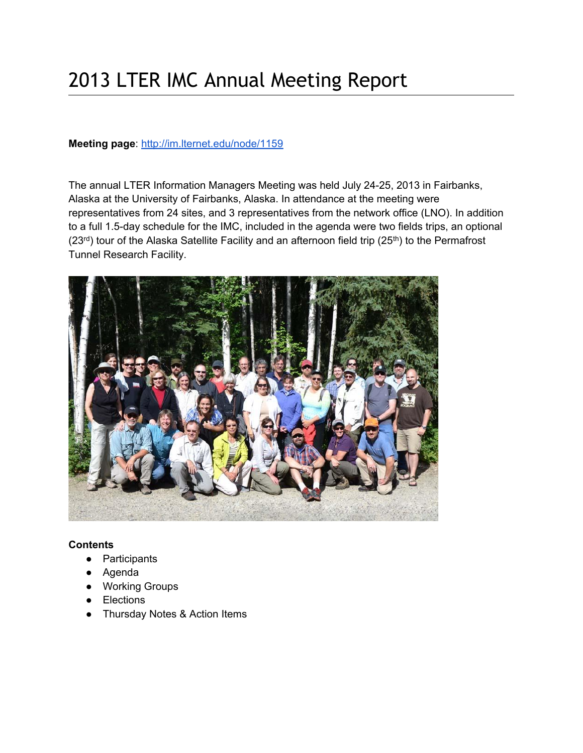# 2013 LTER IMC Annual Meeting Report

**Meeting page**: http://im.lternet.edu/node/1159

The annual LTER Information Managers Meeting was held July 24-25, 2013 in Fairbanks, Alaska at the University of Fairbanks, Alaska. In attendance at the meeting were representatives from 24 sites, and 3 representatives from the network office (LNO). In addition to a full 1.5-day schedule for the IMC, included in the agenda were two fields trips, an optional (23rd) tour of the Alaska Satellite Facility and an afternoon field trip (25th) to the Permafrost Tunnel Research Facility.

**Contents**

- Participants
- Agenda
- Working Groups
- Elections
- Thursday Notes & Action Items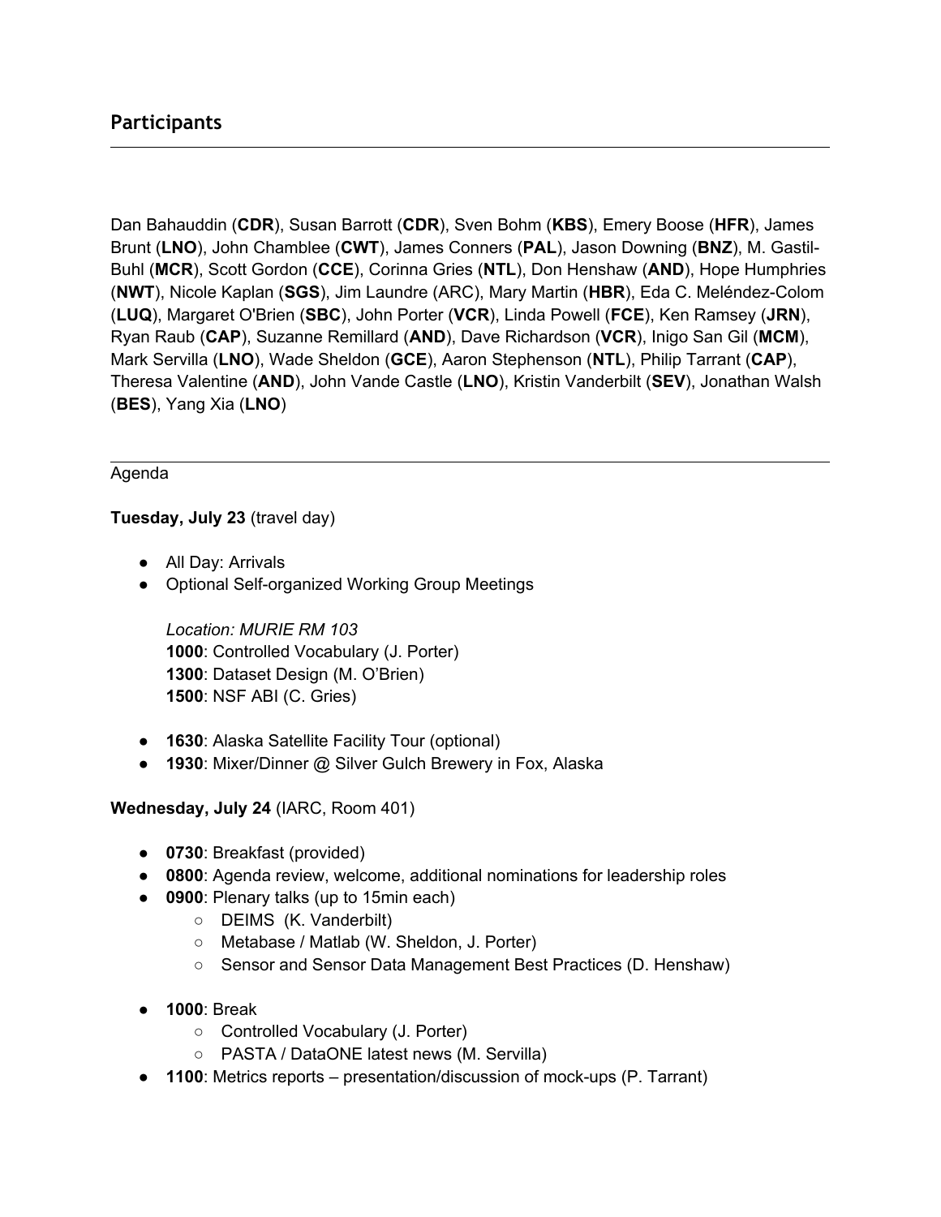## Participants

Dan Bahauddin (**CDR**), Susan Barrott (**CDR**), Sven Bohm (**KBS**), Emery Boose (**HFR**), James Brunt (**LNO**), John Chamblee (**CWT**), James Conners (**PAL**), Jason Downing (**BNZ**), M. Gastil-Buhl (**MCR**), Scott Gordon (**CCE**), Corinna Gries (**NTL**), Don Henshaw (**AND**), Hope Humphries (**NWT**), Nicole Kaplan (**SGS**), Jim Laundre (ARC), Mary Martin (**HBR**), Eda C. Meléndez-Colom (**LUQ**), Margaret O'Brien (**SBC**), John Porter (**VCR**), Linda Powell (**FCE**), Ken Ramsey (**JRN**), Ryan Raub (**CAP**), Suzanne Remillard (**AND**), Dave Richardson (**VCR**), Inigo San Gil (**MCM**), Mark Servilla (**LNO**), Wade Sheldon (**GCE**), Aaron Stephenson (**NTL**), Philip Tarrant (**CAP**), Theresa Valentine (**AND**), John Vande Castle (**LNO**), Kristin Vanderbilt (**SEV**), Jonathan Walsh (**BES**), Yang Xia (**LNO**)

---

Agenda

**Tuesday, July 23** (travel day)

- All Day: Arrivals
- Optional Self-organized Working Group Meetings

  *Location: MURIE RM 103*
  **1000**: Controlled Vocabulary (J. Porter)
  **1300**: Dataset Design (M. O'Brien)
  **1500**: NSF ABI (C. Gries)

- **1630**: Alaska Satellite Facility Tour (optional)
- **1930**: Mixer/Dinner @ Silver Gulch Brewery in Fox, Alaska

**Wednesday, July 24** (IARC, Room 401)

- **0730**: Breakfast (provided)
- **0800**: Agenda review, welcome, additional nominations for leadership roles
- **0900**: Plenary talks (up to 15min each)
  - DEIMS (K. Vanderbilt)
  - Metabase / Matlab (W. Sheldon, J. Porter)
  - Sensor and Sensor Data Management Best Practices (D. Henshaw)
- **1000**: Break
  - Controlled Vocabulary (J. Porter)
  - PASTA / DataONE latest news (M. Servilla)
- **1100**: Metrics reports – presentation/discussion of mock-ups (P. Tarrant)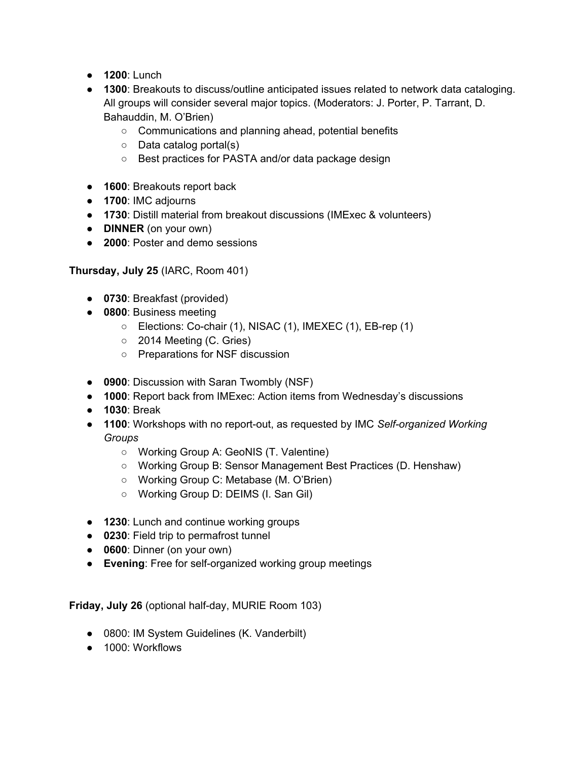- **1200**: Lunch
- **1300**: Breakouts to discuss/outline anticipated issues related to network data cataloging. All groups will consider several major topics. (Moderators: J. Porter, P. Tarrant, D. Bahauddin, M. O'Brien)
  - Communications and planning ahead, potential benefits
  - Data catalog portal(s)
  - Best practices for PASTA and/or data package design

- **1600**: Breakouts report back
- **1700**: IMC adjourns
- **1730**: Distill material from breakout discussions (IMExec & volunteers)
- **DINNER** (on your own)
- **2000**: Poster and demo sessions

**Thursday, July 25** (IARC, Room 401)

- **0730**: Breakfast (provided)
- **0800**: Business meeting
  - Elections: Co-chair (1), NISAC (1), IMEXEC (1), EB-rep (1)
  - 2014 Meeting (C. Gries)
  - Preparations for NSF discussion

- **0900**: Discussion with Saran Twombly (NSF)
- **1000**: Report back from IMExec: Action items from Wednesday's discussions
- **1030**: Break
- **1100**: Workshops with no report-out, as requested by IMC *Self-organized Working Groups*
  - Working Group A: GeoNIS (T. Valentine)
  - Working Group B: Sensor Management Best Practices (D. Henshaw)
  - Working Group C: Metabase (M. O'Brien)
  - Working Group D: DEIMS (I. San Gil)

- **1230**: Lunch and continue working groups
- **0230**: Field trip to permafrost tunnel
- **0600**: Dinner (on your own)
- **Evening**: Free for self-organized working group meetings

**Friday, July 26** (optional half-day, MURIE Room 103)

- 0800: IM System Guidelines (K. Vanderbilt)
- 1000: Workflows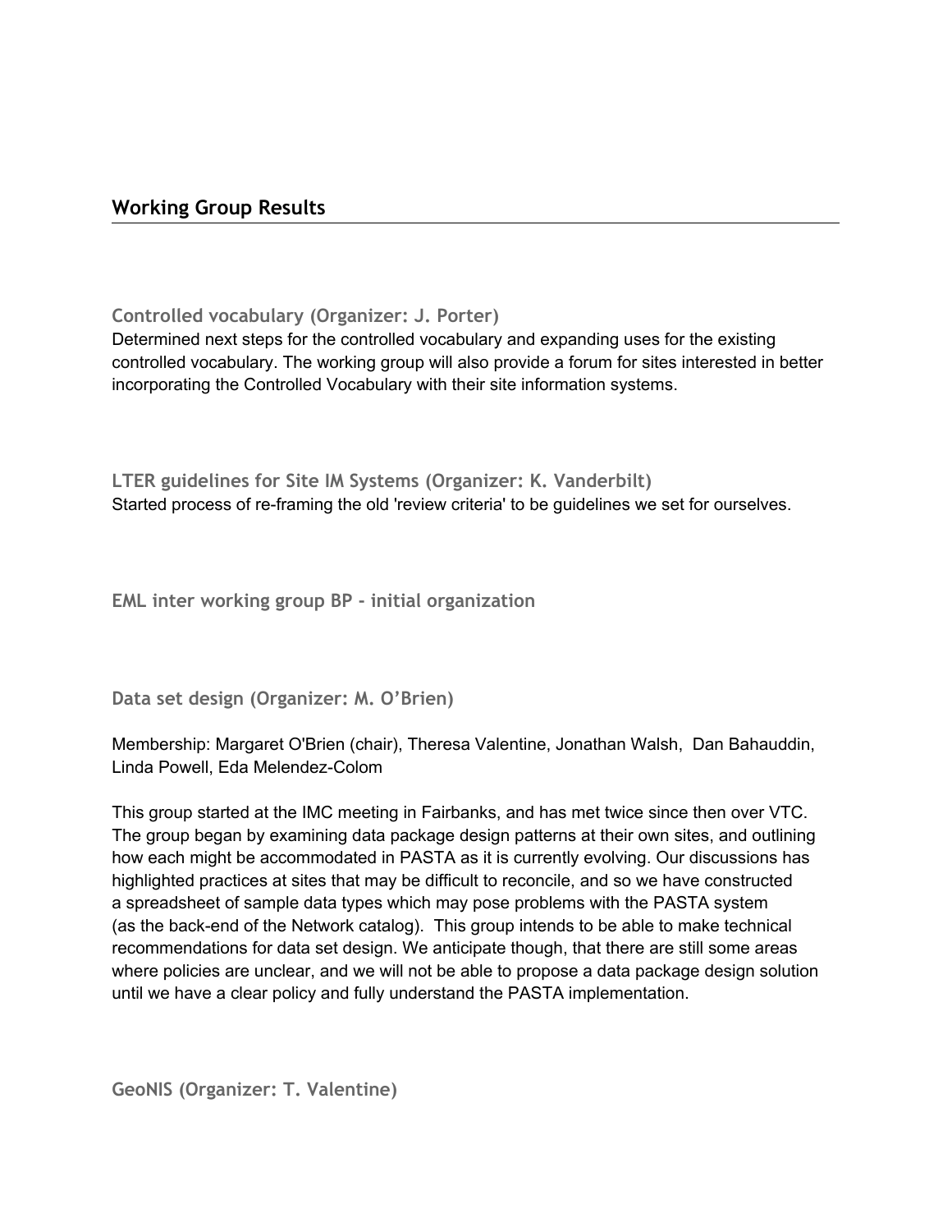## Working Group Results

### Controlled vocabulary (Organizer: J. Porter)

Determined next steps for the controlled vocabulary and expanding uses for the existing controlled vocabulary. The working group will also provide a forum for sites interested in better incorporating the Controlled Vocabulary with their site information systems.

### LTER guidelines for Site IM Systems (Organizer: K. Vanderbilt)

Started process of re-framing the old 'review criteria' to be guidelines we set for ourselves.

### EML inter working group BP - initial organization

### Data set design (Organizer: M. O'Brien)

Membership: Margaret O'Brien (chair), Theresa Valentine, Jonathan Walsh, Dan Bahauddin, Linda Powell, Eda Melendez-Colom

This group started at the IMC meeting in Fairbanks, and has met twice since then over VTC. The group began by examining data package design patterns at their own sites, and outlining how each might be accommodated in PASTA as it is currently evolving. Our discussions has highlighted practices at sites that may be difficult to reconcile, and so we have constructed a spreadsheet of sample data types which may pose problems with the PASTA system (as the back-end of the Network catalog). This group intends to be able to make technical recommendations for data set design. We anticipate though, that there are still some areas where policies are unclear, and we will not be able to propose a data package design solution until we have a clear policy and fully understand the PASTA implementation.

### GeoNIS (Organizer: T. Valentine)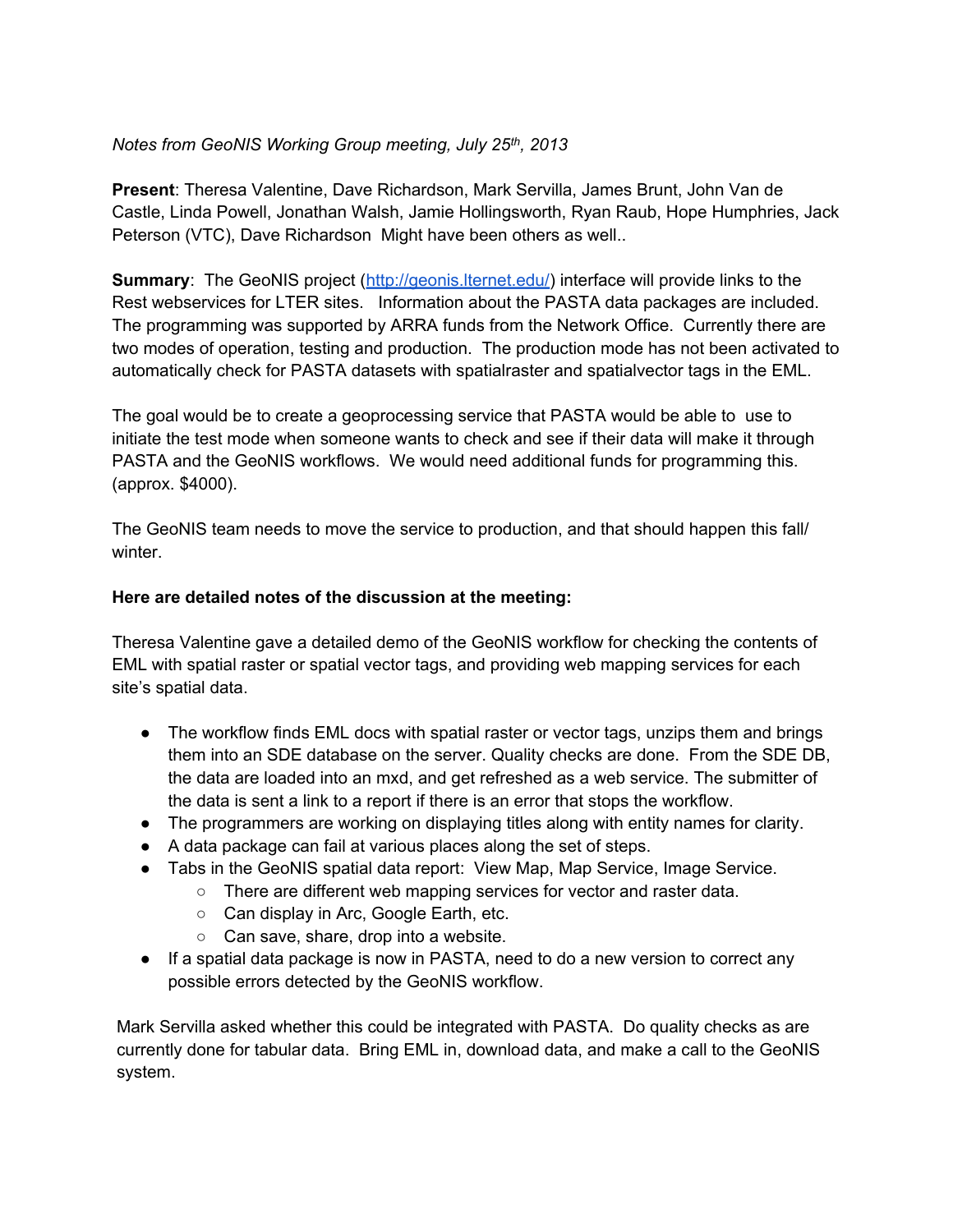*Notes from GeoNIS Working Group meeting, July 25th, 2013*

**Present**: Theresa Valentine, Dave Richardson, Mark Servilla, James Brunt, John Van de Castle, Linda Powell, Jonathan Walsh, Jamie Hollingsworth, Ryan Raub, Hope Humphries, Jack Peterson (VTC), Dave Richardson  Might have been others as well..

**Summary**:  The GeoNIS project (http://geonis.lternet.edu/) interface will provide links to the Rest webservices for LTER sites.   Information about the PASTA data packages are included. The programming was supported by ARRA funds from the Network Office.  Currently there are two modes of operation, testing and production.  The production mode has not been activated to automatically check for PASTA datasets with spatialraster and spatialvector tags in the EML.

The goal would be to create a geoprocessing service that PASTA would be able to  use to initiate the test mode when someone wants to check and see if their data will make it through PASTA and the GeoNIS workflows.  We would need additional funds for programming this. (approx. $4000).

The GeoNIS team needs to move the service to production, and that should happen this fall/ winter.

**Here are detailed notes of the discussion at the meeting:**

Theresa Valentine gave a detailed demo of the GeoNIS workflow for checking the contents of EML with spatial raster or spatial vector tags, and providing web mapping services for each site's spatial data.

- The workflow finds EML docs with spatial raster or vector tags, unzips them and brings them into an SDE database on the server. Quality checks are done.  From the SDE DB, the data are loaded into an mxd, and get refreshed as a web service. The submitter of the data is sent a link to a report if there is an error that stops the workflow.
- The programmers are working on displaying titles along with entity names for clarity.
- A data package can fail at various places along the set of steps.
- Tabs in the GeoNIS spatial data report:  View Map, Map Service, Image Service.
    - There are different web mapping services for vector and raster data.
    - Can display in Arc, Google Earth, etc.
    - Can save, share, drop into a website.
- If a spatial data package is now in PASTA, need to do a new version to correct any possible errors detected by the GeoNIS workflow.

Mark Servilla asked whether this could be integrated with PASTA.  Do quality checks as are currently done for tabular data.  Bring EML in, download data, and make a call to the GeoNIS system.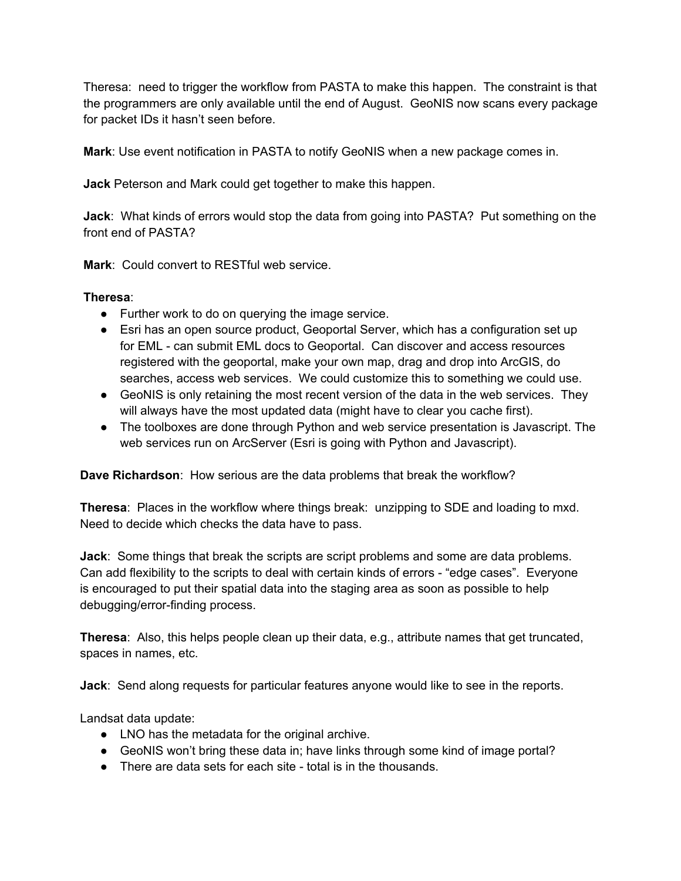Theresa: need to trigger the workflow from PASTA to make this happen. The constraint is that the programmers are only available until the end of August. GeoNIS now scans every package for packet IDs it hasn't seen before.

**Mark**: Use event notification in PASTA to notify GeoNIS when a new package comes in.

**Jack** Peterson and Mark could get together to make this happen.

**Jack**: What kinds of errors would stop the data from going into PASTA? Put something on the front end of PASTA?

**Mark**: Could convert to RESTful web service.

**Theresa**:

- Further work to do on querying the image service.
- Esri has an open source product, Geoportal Server, which has a configuration set up for EML - can submit EML docs to Geoportal. Can discover and access resources registered with the geoportal, make your own map, drag and drop into ArcGIS, do searches, access web services. We could customize this to something we could use.
- GeoNIS is only retaining the most recent version of the data in the web services. They will always have the most updated data (might have to clear you cache first).
- The toolboxes are done through Python and web service presentation is Javascript. The web services run on ArcServer (Esri is going with Python and Javascript).

**Dave Richardson**: How serious are the data problems that break the workflow?

**Theresa**: Places in the workflow where things break: unzipping to SDE and loading to mxd. Need to decide which checks the data have to pass.

**Jack**: Some things that break the scripts are script problems and some are data problems. Can add flexibility to the scripts to deal with certain kinds of errors - "edge cases". Everyone is encouraged to put their spatial data into the staging area as soon as possible to help debugging/error-finding process.

**Theresa**: Also, this helps people clean up their data, e.g., attribute names that get truncated, spaces in names, etc.

**Jack**: Send along requests for particular features anyone would like to see in the reports.

Landsat data update:

- LNO has the metadata for the original archive.
- GeoNIS won't bring these data in; have links through some kind of image portal?
- There are data sets for each site - total is in the thousands.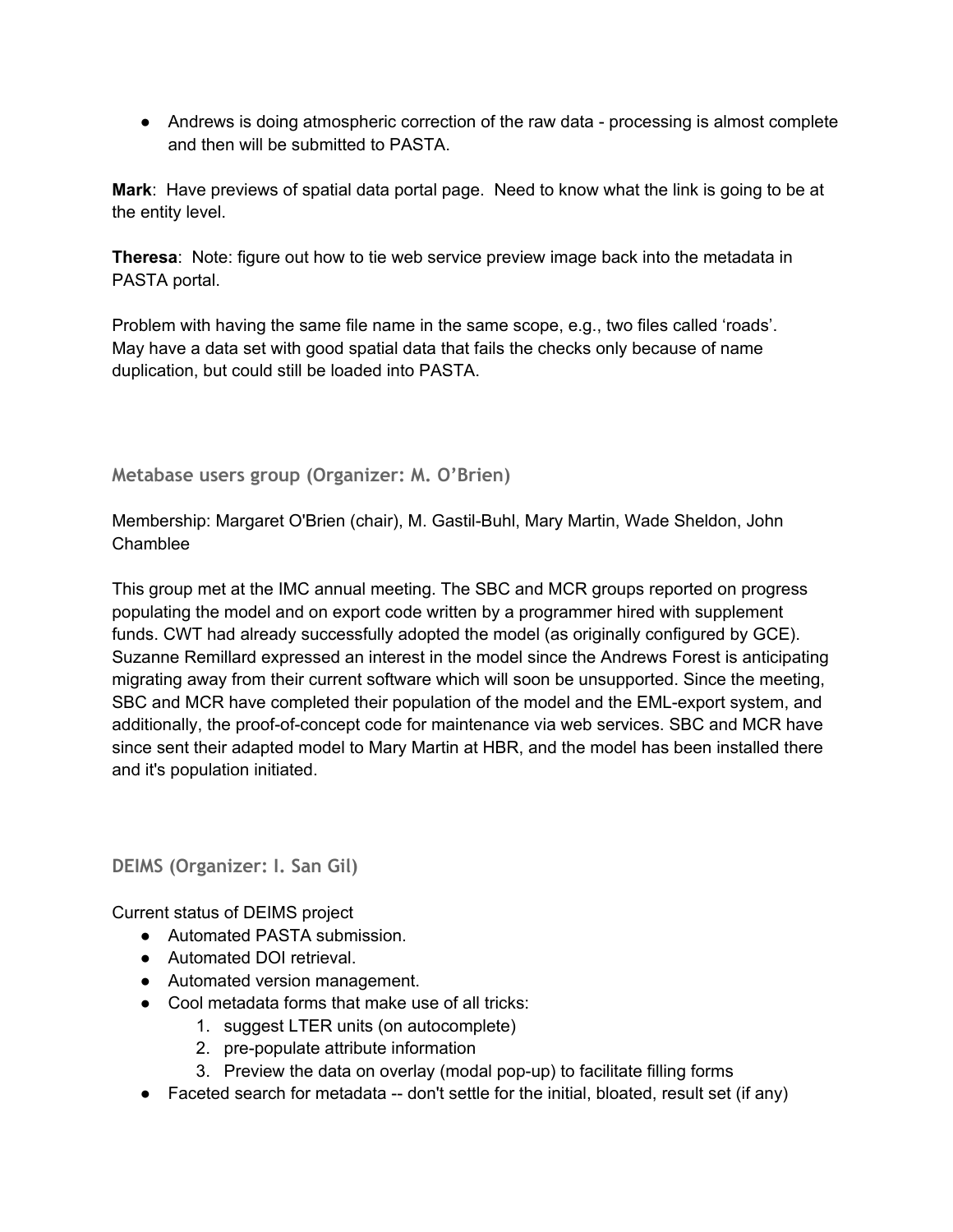- Andrews is doing atmospheric correction of the raw data - processing is almost complete and then will be submitted to PASTA.

**Mark**: Have previews of spatial data portal page. Need to know what the link is going to be at the entity level.

**Theresa**: Note: figure out how to tie web service preview image back into the metadata in PASTA portal.

Problem with having the same file name in the same scope, e.g., two files called 'roads'. May have a data set with good spatial data that fails the checks only because of name duplication, but could still be loaded into PASTA.

### Metabase users group (Organizer: M. O'Brien)

Membership: Margaret O'Brien (chair), M. Gastil-Buhl, Mary Martin, Wade Sheldon, John Chamblee

This group met at the IMC annual meeting. The SBC and MCR groups reported on progress populating the model and on export code written by a programmer hired with supplement funds. CWT had already successfully adopted the model (as originally configured by GCE). Suzanne Remillard expressed an interest in the model since the Andrews Forest is anticipating migrating away from their current software which will soon be unsupported. Since the meeting, SBC and MCR have completed their population of the model and the EML-export system, and additionally, the proof-of-concept code for maintenance via web services. SBC and MCR have since sent their adapted model to Mary Martin at HBR, and the model has been installed there and it's population initiated.

### DEIMS (Organizer: I. San Gil)

Current status of DEIMS project

- Automated PASTA submission.
- Automated DOI retrieval.
- Automated version management.
- Cool metadata forms that make use of all tricks:
    1. suggest LTER units (on autocomplete)
    2. pre-populate attribute information
    3. Preview the data on overlay (modal pop-up) to facilitate filling forms
- Faceted search for metadata -- don't settle for the initial, bloated, result set (if any)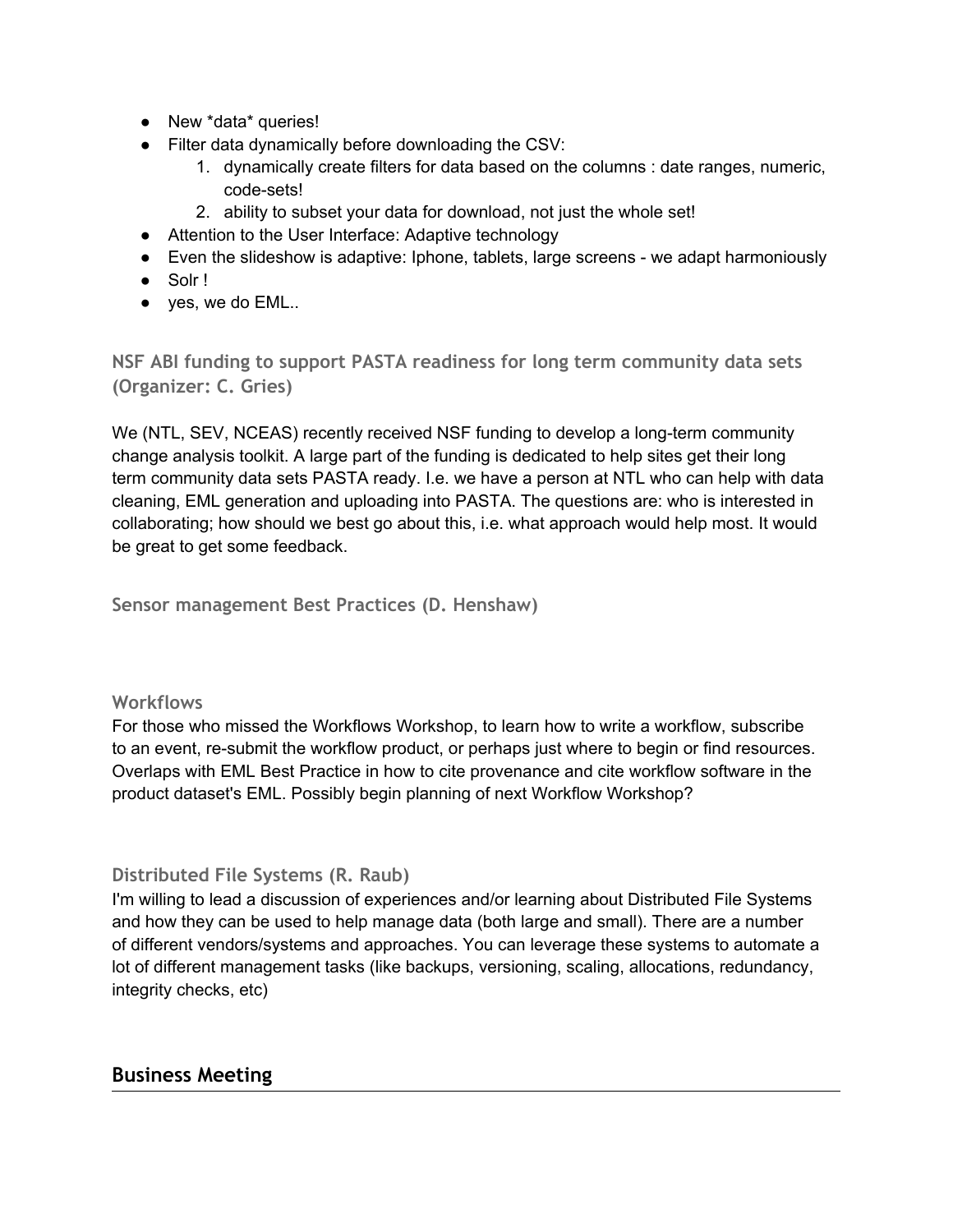- New *data* queries!
- Filter data dynamically before downloading the CSV:
    1. dynamically create filters for data based on the columns : date ranges, numeric, code-sets!
    2. ability to subset your data for download, not just the whole set!
- Attention to the User Interface: Adaptive technology
- Even the slideshow is adaptive: Iphone, tablets, large screens - we adapt harmoniously
- Solr !
- yes, we do EML..

### NSF ABI funding to support PASTA readiness for long term community data sets (Organizer: C. Gries)

We (NTL, SEV, NCEAS) recently received NSF funding to develop a long-term community change analysis toolkit. A large part of the funding is dedicated to help sites get their long term community data sets PASTA ready. I.e. we have a person at NTL who can help with data cleaning, EML generation and uploading into PASTA. The questions are: who is interested in collaborating; how should we best go about this, i.e. what approach would help most. It would be great to get some feedback.

### Sensor management Best Practices (D. Henshaw)

### Workflows

For those who missed the Workflows Workshop, to learn how to write a workflow, subscribe to an event, re-submit the workflow product, or perhaps just where to begin or find resources. Overlaps with EML Best Practice in how to cite provenance and cite workflow software in the product dataset's EML. Possibly begin planning of next Workflow Workshop?

### Distributed File Systems (R. Raub)

I'm willing to lead a discussion of experiences and/or learning about Distributed File Systems and how they can be used to help manage data (both large and small). There are a number of different vendors/systems and approaches. You can leverage these systems to automate a lot of different management tasks (like backups, versioning, scaling, allocations, redundancy, integrity checks, etc)

## Business Meeting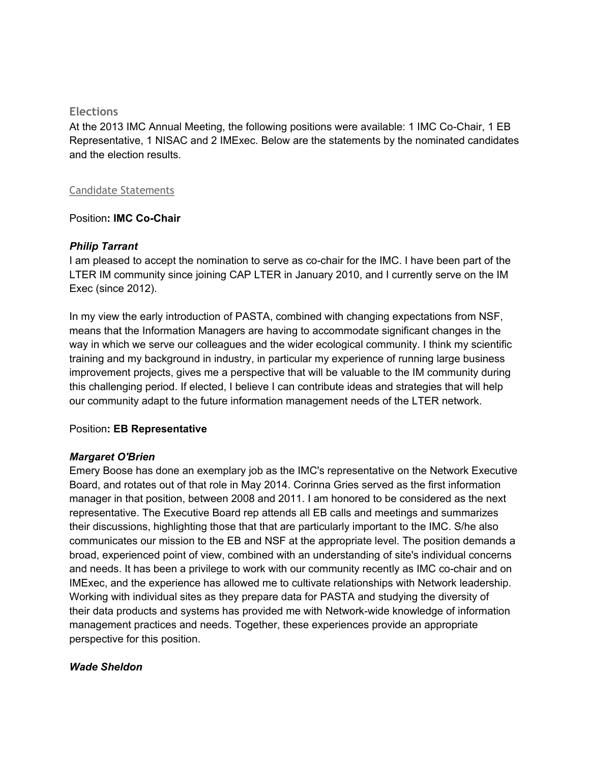## Elections

At the 2013 IMC Annual Meeting, the following positions were available: 1 IMC Co-Chair, 1 EB Representative, 1 NISAC and 2 IMExec. Below are the statements by the nominated candidates and the election results.

### Candidate Statements

Position**: IMC Co-Chair**

***Philip Tarrant***

I am pleased to accept the nomination to serve as co-chair for the IMC. I have been part of the LTER IM community since joining CAP LTER in January 2010, and I currently serve on the IM Exec (since 2012).

In my view the early introduction of PASTA, combined with changing expectations from NSF, means that the Information Managers are having to accommodate significant changes in the way in which we serve our colleagues and the wider ecological community. I think my scientific training and my background in industry, in particular my experience of running large business improvement projects, gives me a perspective that will be valuable to the IM community during this challenging period. If elected, I believe I can contribute ideas and strategies that will help our community adapt to the future information management needs of the LTER network.

Position**: EB Representative**

***Margaret O'Brien***

Emery Boose has done an exemplary job as the IMC's representative on the Network Executive Board, and rotates out of that role in May 2014. Corinna Gries served as the first information manager in that position, between 2008 and 2011. I am honored to be considered as the next representative. The Executive Board rep attends all EB calls and meetings and summarizes their discussions, highlighting those that that are particularly important to the IMC. S/he also communicates our mission to the EB and NSF at the appropriate level. The position demands a broad, experienced point of view, combined with an understanding of site's individual concerns and needs. It has been a privilege to work with our community recently as IMC co-chair and on IMExec, and the experience has allowed me to cultivate relationships with Network leadership. Working with individual sites as they prepare data for PASTA and studying the diversity of their data products and systems has provided me with Network-wide knowledge of information management practices and needs. Together, these experiences provide an appropriate perspective for this position.

***Wade Sheldon***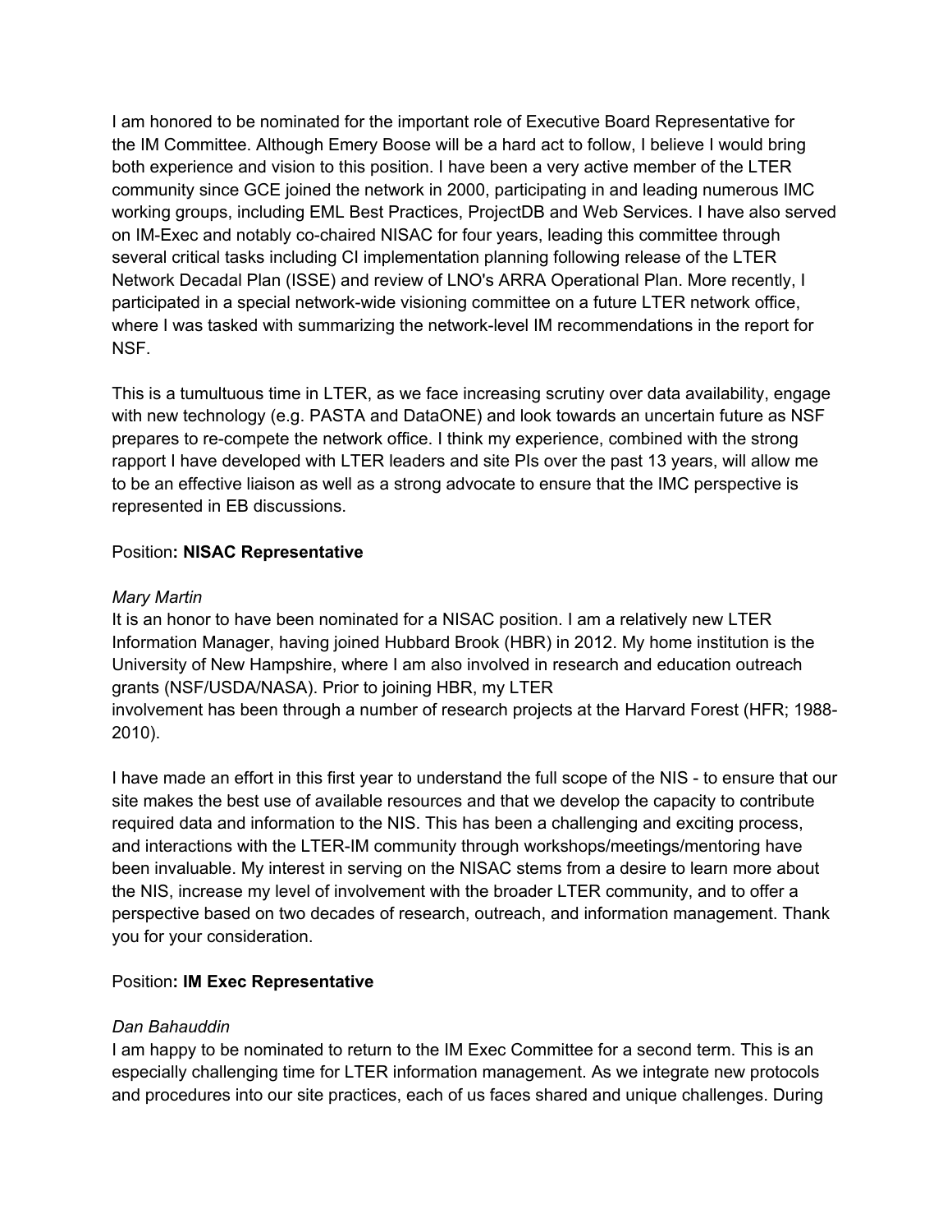I am honored to be nominated for the important role of Executive Board Representative for the IM Committee. Although Emery Boose will be a hard act to follow, I believe I would bring both experience and vision to this position. I have been a very active member of the LTER community since GCE joined the network in 2000, participating in and leading numerous IMC working groups, including EML Best Practices, ProjectDB and Web Services. I have also served on IM-Exec and notably co-chaired NISAC for four years, leading this committee through several critical tasks including CI implementation planning following release of the LTER Network Decadal Plan (ISSE) and review of LNO's ARRA Operational Plan. More recently, I participated in a special network-wide visioning committee on a future LTER network office, where I was tasked with summarizing the network-level IM recommendations in the report for NSF.

This is a tumultuous time in LTER, as we face increasing scrutiny over data availability, engage with new technology (e.g. PASTA and DataONE) and look towards an uncertain future as NSF prepares to re-compete the network office. I think my experience, combined with the strong rapport I have developed with LTER leaders and site PIs over the past 13 years, will allow me to be an effective liaison as well as a strong advocate to ensure that the IMC perspective is represented in EB discussions.

Position**: NISAC Representative**

*Mary Martin*
It is an honor to have been nominated for a NISAC position. I am a relatively new LTER Information Manager, having joined Hubbard Brook (HBR) in 2012. My home institution is the University of New Hampshire, where I am also involved in research and education outreach grants (NSF/USDA/NASA). Prior to joining HBR, my LTER
involvement has been through a number of research projects at the Harvard Forest (HFR; 1988-2010).

I have made an effort in this first year to understand the full scope of the NIS - to ensure that our site makes the best use of available resources and that we develop the capacity to contribute required data and information to the NIS. This has been a challenging and exciting process, and interactions with the LTER-IM community through workshops/meetings/mentoring have been invaluable. My interest in serving on the NISAC stems from a desire to learn more about the NIS, increase my level of involvement with the broader LTER community, and to offer a perspective based on two decades of research, outreach, and information management. Thank you for your consideration.

Position**: IM Exec Representative**

*Dan Bahauddin*
I am happy to be nominated to return to the IM Exec Committee for a second term. This is an especially challenging time for LTER information management. As we integrate new protocols and procedures into our site practices, each of us faces shared and unique challenges. During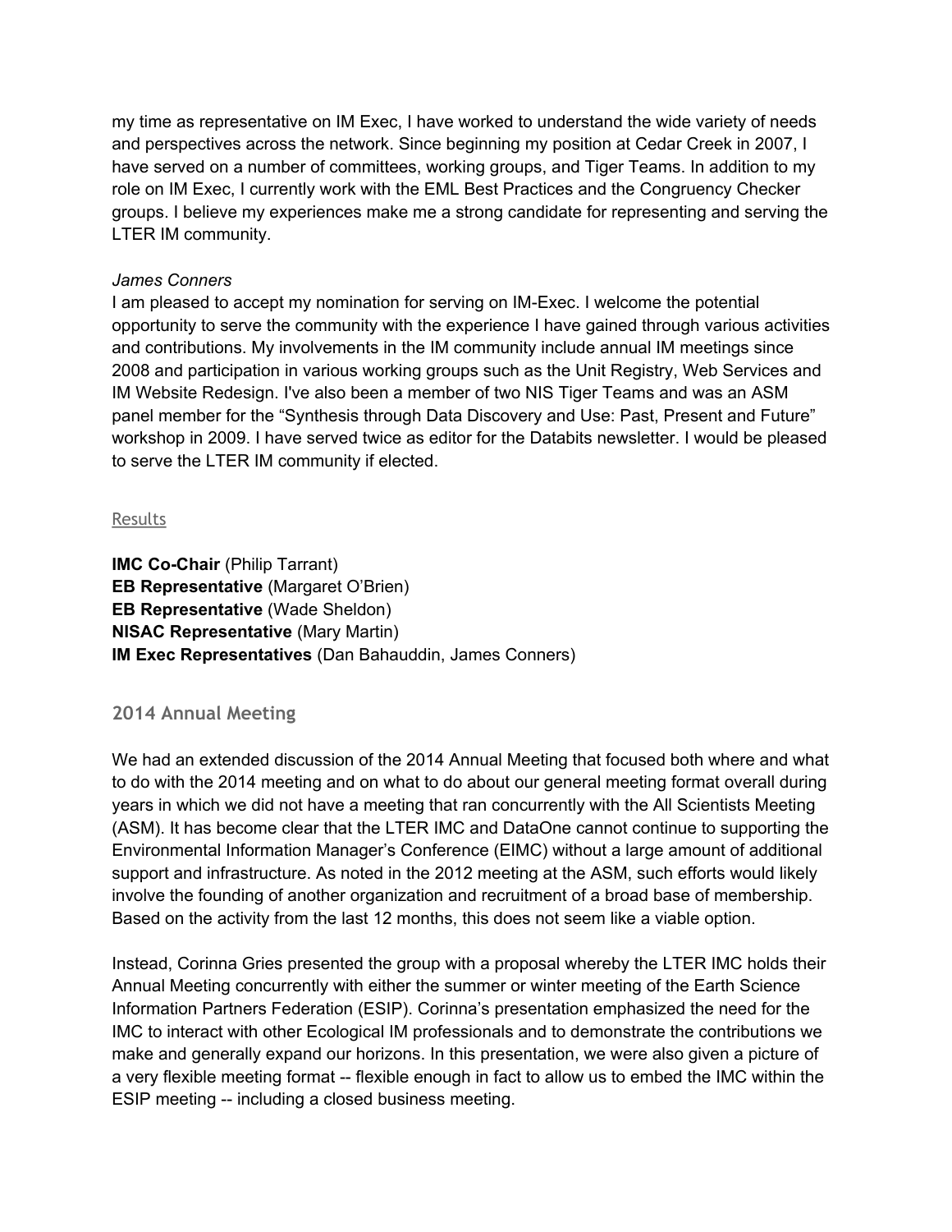my time as representative on IM Exec, I have worked to understand the wide variety of needs and perspectives across the network. Since beginning my position at Cedar Creek in 2007, I have served on a number of committees, working groups, and Tiger Teams. In addition to my role on IM Exec, I currently work with the EML Best Practices and the Congruency Checker groups. I believe my experiences make me a strong candidate for representing and serving the LTER IM community.

*James Conners*
I am pleased to accept my nomination for serving on IM-Exec. I welcome the potential opportunity to serve the community with the experience I have gained through various activities and contributions. My involvements in the IM community include annual IM meetings since 2008 and participation in various working groups such as the Unit Registry, Web Services and IM Website Redesign. I've also been a member of two NIS Tiger Teams and was an ASM panel member for the "Synthesis through Data Discovery and Use: Past, Present and Future" workshop in 2009. I have served twice as editor for the Databits newsletter. I would be pleased to serve the LTER IM community if elected.

Results

**IMC Co-Chair** (Philip Tarrant)
**EB Representative** (Margaret O'Brien)
**EB Representative** (Wade Sheldon)
**NISAC Representative** (Mary Martin)
**IM Exec Representatives** (Dan Bahauddin, James Conners)

### 2014 Annual Meeting

We had an extended discussion of the 2014 Annual Meeting that focused both where and what to do with the 2014 meeting and on what to do about our general meeting format overall during years in which we did not have a meeting that ran concurrently with the All Scientists Meeting (ASM). It has become clear that the LTER IMC and DataOne cannot continue to supporting the Environmental Information Manager's Conference (EIMC) without a large amount of additional support and infrastructure. As noted in the 2012 meeting at the ASM, such efforts would likely involve the founding of another organization and recruitment of a broad base of membership. Based on the activity from the last 12 months, this does not seem like a viable option.

Instead, Corinna Gries presented the group with a proposal whereby the LTER IMC holds their Annual Meeting concurrently with either the summer or winter meeting of the Earth Science Information Partners Federation (ESIP). Corinna's presentation emphasized the need for the IMC to interact with other Ecological IM professionals and to demonstrate the contributions we make and generally expand our horizons. In this presentation, we were also given a picture of a very flexible meeting format -- flexible enough in fact to allow us to embed the IMC within the ESIP meeting -- including a closed business meeting.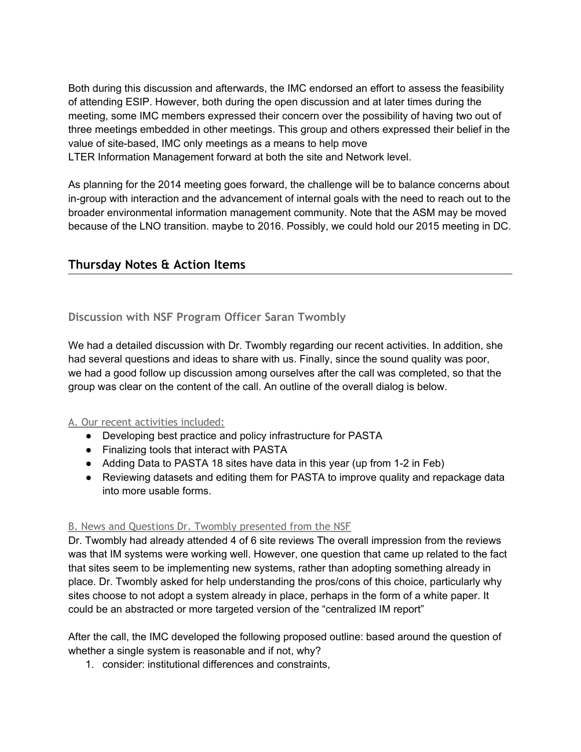Both during this discussion and afterwards, the IMC endorsed an effort to assess the feasibility of attending ESIP. However, both during the open discussion and at later times during the meeting, some IMC members expressed their concern over the possibility of having two out of three meetings embedded in other meetings. This group and others expressed their belief in the value of site-based, IMC only meetings as a means to help move LTER Information Management forward at both the site and Network level.

As planning for the 2014 meeting goes forward, the challenge will be to balance concerns about in-group with interaction and the advancement of internal goals with the need to reach out to the broader environmental information management community. Note that the ASM may be moved because of the LNO transition. maybe to 2016. Possibly, we could hold our 2015 meeting in DC.

## Thursday Notes & Action Items

### Discussion with NSF Program Officer Saran Twombly

We had a detailed discussion with Dr. Twombly regarding our recent activities. In addition, she had several questions and ideas to share with us. Finally, since the sound quality was poor, we had a good follow up discussion among ourselves after the call was completed, so that the group was clear on the content of the call. An outline of the overall dialog is below.

#### A. Our recent activities included:

- Developing best practice and policy infrastructure for PASTA
- Finalizing tools that interact with PASTA
- Adding Data to PASTA 18 sites have data in this year (up from 1-2 in Feb)
- Reviewing datasets and editing them for PASTA to improve quality and repackage data into more usable forms.

#### B. News and Questions Dr. Twombly presented from the NSF

Dr. Twombly had already attended 4 of 6 site reviews The overall impression from the reviews was that IM systems were working well. However, one question that came up related to the fact that sites seem to be implementing new systems, rather than adopting something already in place. Dr. Twombly asked for help understanding the pros/cons of this choice, particularly why sites choose to not adopt a system already in place, perhaps in the form of a white paper. It could be an abstracted or more targeted version of the "centralized IM report"

After the call, the IMC developed the following proposed outline: based around the question of whether a single system is reasonable and if not, why?

1. consider: institutional differences and constraints,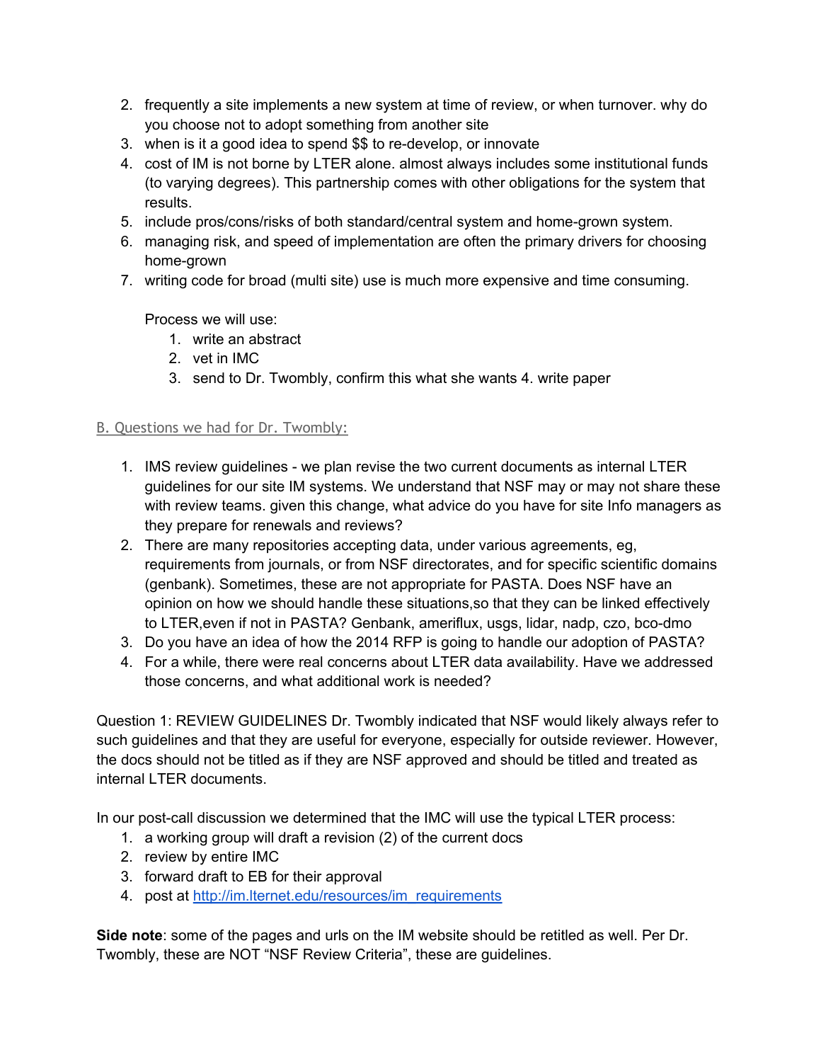2. frequently a site implements a new system at time of review, or when turnover. why do you choose not to adopt something from another site
3. when is it a good idea to spend $$ to re-develop, or innovate
4. cost of IM is not borne by LTER alone. almost always includes some institutional funds (to varying degrees). This partnership comes with other obligations for the system that results.
5. include pros/cons/risks of both standard/central system and home-grown system.
6. managing risk, and speed of implementation are often the primary drivers for choosing home-grown
7. writing code for broad (multi site) use is much more expensive and time consuming.

   Process we will use:
   1. write an abstract
   2. vet in IMC
   3. send to Dr. Twombly, confirm this what she wants 4. write paper

B. Questions we had for Dr. Twombly:

1. IMS review guidelines - we plan revise the two current documents as internal LTER guidelines for our site IM systems. We understand that NSF may or may not share these with review teams. given this change, what advice do you have for site Info managers as they prepare for renewals and reviews?
2. There are many repositories accepting data, under various agreements, eg, requirements from journals, or from NSF directorates, and for specific scientific domains (genbank). Sometimes, these are not appropriate for PASTA. Does NSF have an opinion on how we should handle these situations,so that they can be linked effectively to LTER,even if not in PASTA? Genbank, ameriflux, usgs, lidar, nadp, czo, bco-dmo
3. Do you have an idea of how the 2014 RFP is going to handle our adoption of PASTA?
4. For a while, there were real concerns about LTER data availability. Have we addressed those concerns, and what additional work is needed?

Question 1: REVIEW GUIDELINES Dr. Twombly indicated that NSF would likely always refer to such guidelines and that they are useful for everyone, especially for outside reviewer. However, the docs should not be titled as if they are NSF approved and should be titled and treated as internal LTER documents.

In our post-call discussion we determined that the IMC will use the typical LTER process:
1. a working group will draft a revision (2) of the current docs
2. review by entire IMC
3. forward draft to EB for their approval
4. post at http://im.lternet.edu/resources/im_requirements

**Side note**: some of the pages and urls on the IM website should be retitled as well. Per Dr. Twombly, these are NOT "NSF Review Criteria", these are guidelines.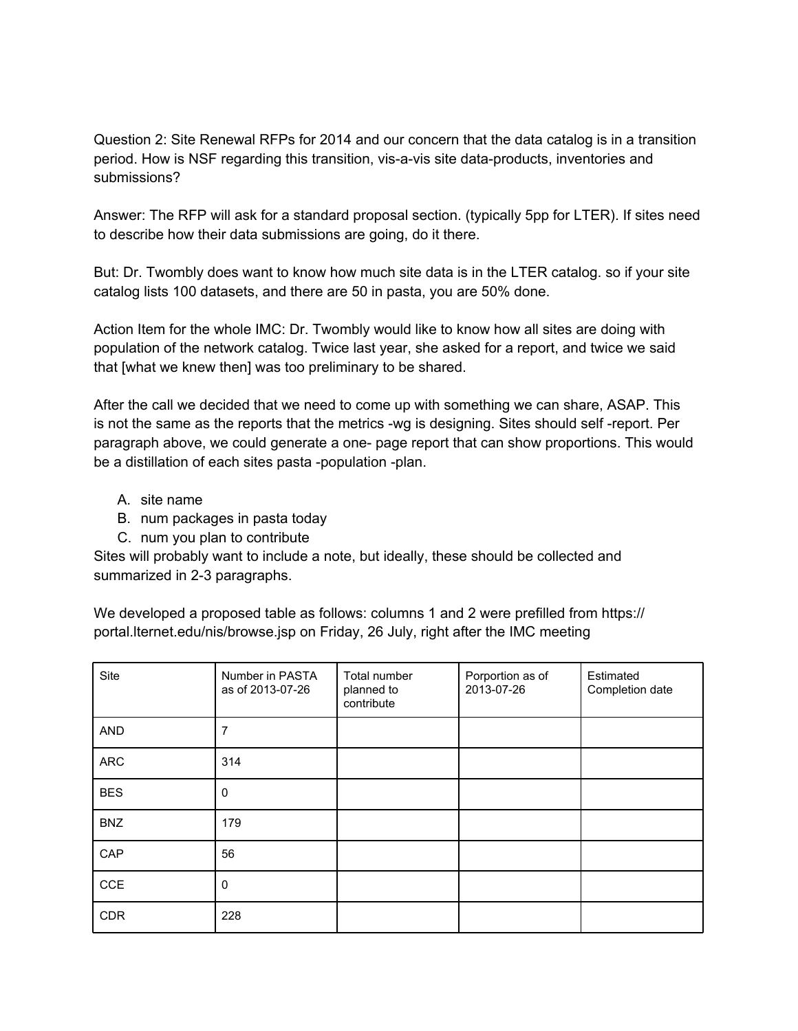Question 2: Site Renewal RFPs for 2014 and our concern that the data catalog is in a transition period. How is NSF regarding this transition, vis-a-vis site data-products, inventories and submissions?

Answer: The RFP will ask for a standard proposal section. (typically 5pp for LTER). If sites need to describe how their data submissions are going, do it there.

But: Dr. Twombly does want to know how much site data is in the LTER catalog. so if your site catalog lists 100 datasets, and there are 50 in pasta, you are 50% done.

Action Item for the whole IMC: Dr. Twombly would like to know how all sites are doing with population of the network catalog. Twice last year, she asked for a report, and twice we said that [what we knew then] was too preliminary to be shared.

After the call we decided that we need to come up with something we can share, ASAP. This is not the same as the reports that the metrics -wg is designing. Sites should self -report. Per paragraph above, we could generate a one- page report that can show proportions. This would be a distillation of each sites pasta -population -plan.

A. site name
B. num packages in pasta today
C. num you plan to contribute

Sites will probably want to include a note, but ideally, these should be collected and summarized in 2-3 paragraphs.

We developed a proposed table as follows: columns 1 and 2 were prefilled from https://portal.lternet.edu/nis/browse.jsp on Friday, 26 July, right after the IMC meeting

| Site | Number in PASTA as of 2013-07-26 | Total number planned to contribute | Porportion as of 2013-07-26 | Estimated Completion date |
|---|---|---|---|---|
| AND | 7 | | | |
| ARC | 314 | | | |
| BES | 0 | | | |
| BNZ | 179 | | | |
| CAP | 56 | | | |
| CCE | 0 | | | |
| CDR | 228 | | | |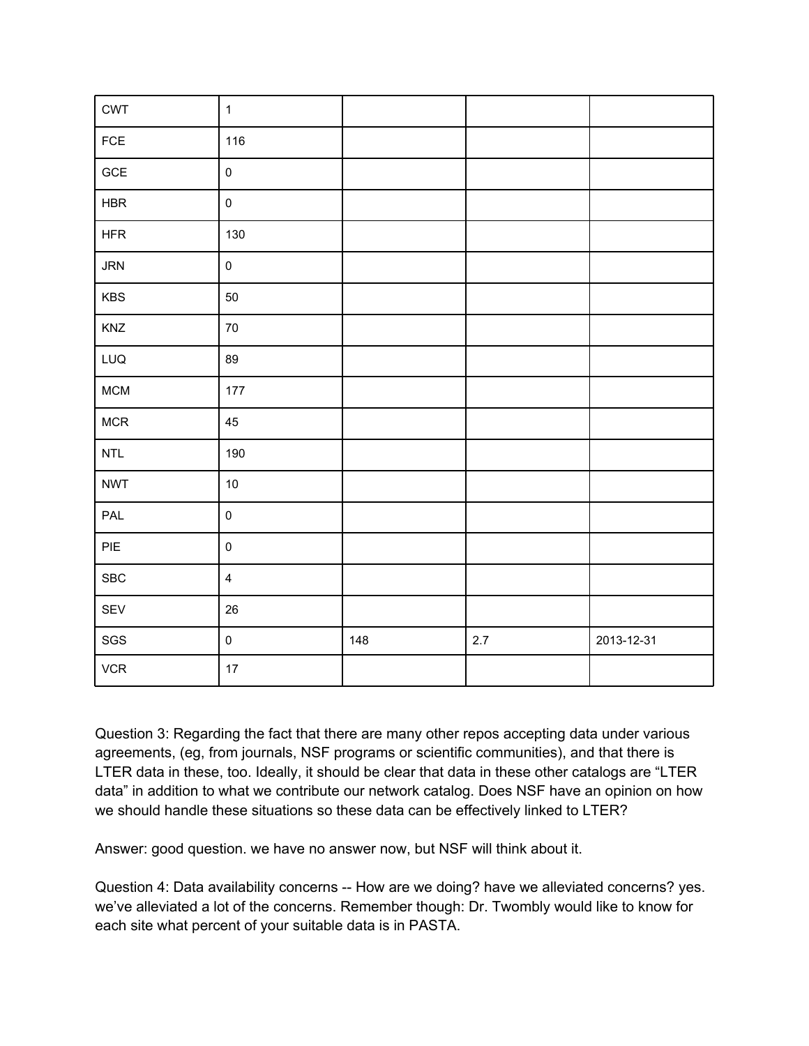| | | | | |
|---|---|---|---|---|
| CWT | 1 | | | |
| FCE | 116 | | | |
| GCE | 0 | | | |
| HBR | 0 | | | |
| HFR | 130 | | | |
| JRN | 0 | | | |
| KBS | 50 | | | |
| KNZ | 70 | | | |
| LUQ | 89 | | | |
| MCM | 177 | | | |
| MCR | 45 | | | |
| NTL | 190 | | | |
| NWT | 10 | | | |
| PAL | 0 | | | |
| PIE | 0 | | | |
| SBC | 4 | | | |
| SEV | 26 | | | |
| SGS | 0 | 148 | 2.7 | 2013-12-31 |
| VCR | 17 | | | |

Question 3: Regarding the fact that there are many other repos accepting data under various agreements, (eg, from journals, NSF programs or scientific communities), and that there is LTER data in these, too. Ideally, it should be clear that data in these other catalogs are "LTER data" in addition to what we contribute our network catalog. Does NSF have an opinion on how we should handle these situations so these data can be effectively linked to LTER?

Answer: good question. we have no answer now, but NSF will think about it.

Question 4: Data availability concerns -- How are we doing? have we alleviated concerns? yes. we've alleviated a lot of the concerns. Remember though: Dr. Twombly would like to know for each site what percent of your suitable data is in PASTA.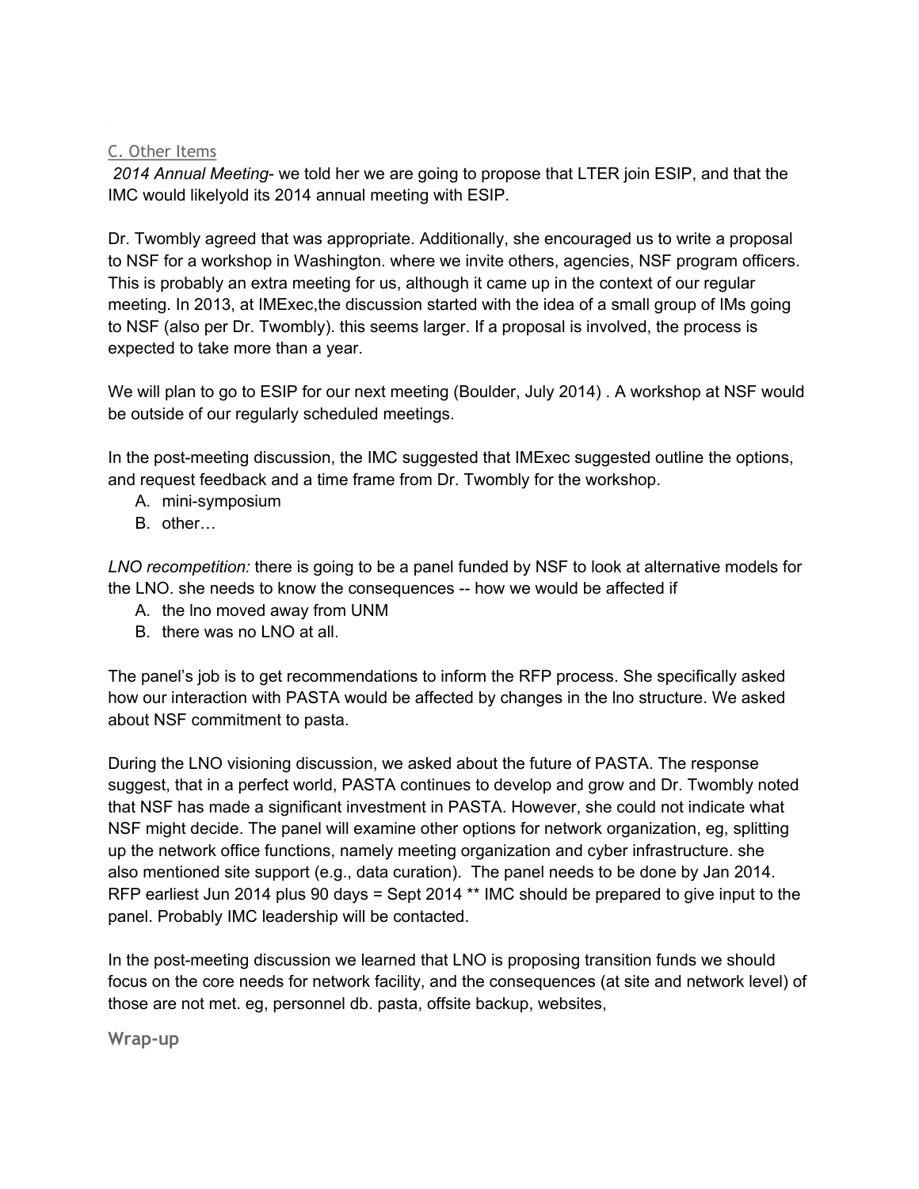## C. Other Items

*2014 Annual Meeting*- we told her we are going to propose that LTER join ESIP, and that the IMC would likelyold its 2014 annual meeting with ESIP.

Dr. Twombly agreed that was appropriate. Additionally, she encouraged us to write a proposal to NSF for a workshop in Washington. where we invite others, agencies, NSF program officers. This is probably an extra meeting for us, although it came up in the context of our regular meeting. In 2013, at IMExec,the discussion started with the idea of a small group of IMs going to NSF (also per Dr. Twombly). this seems larger. If a proposal is involved, the process is expected to take more than a year.

We will plan to go to ESIP for our next meeting (Boulder, July 2014) . A workshop at NSF would be outside of our regularly scheduled meetings.

In the post-meeting discussion, the IMC suggested that IMExec suggested outline the options, and request feedback and a time frame from Dr. Twombly for the workshop.

A. mini-symposium
B. other…

*LNO recompetition:* there is going to be a panel funded by NSF to look at alternative models for the LNO. she needs to know the consequences -- how we would be affected if

A. the lno moved away from UNM
B. there was no LNO at all.

The panel's job is to get recommendations to inform the RFP process. She specifically asked how our interaction with PASTA would be affected by changes in the lno structure. We asked about NSF commitment to pasta.

During the LNO visioning discussion, we asked about the future of PASTA. The response suggest, that in a perfect world, PASTA continues to develop and grow and Dr. Twombly noted that NSF has made a significant investment in PASTA. However, she could not indicate what NSF might decide. The panel will examine other options for network organization, eg, splitting up the network office functions, namely meeting organization and cyber infrastructure. she also mentioned site support (e.g., data curation). The panel needs to be done by Jan 2014. RFP earliest Jun 2014 plus 90 days = Sept 2014 ** IMC should be prepared to give input to the panel. Probably IMC leadership will be contacted.

In the post-meeting discussion we learned that LNO is proposing transition funds we should focus on the core needs for network facility, and the consequences (at site and network level) of those are not met. eg, personnel db. pasta, offsite backup, websites,

## Wrap-up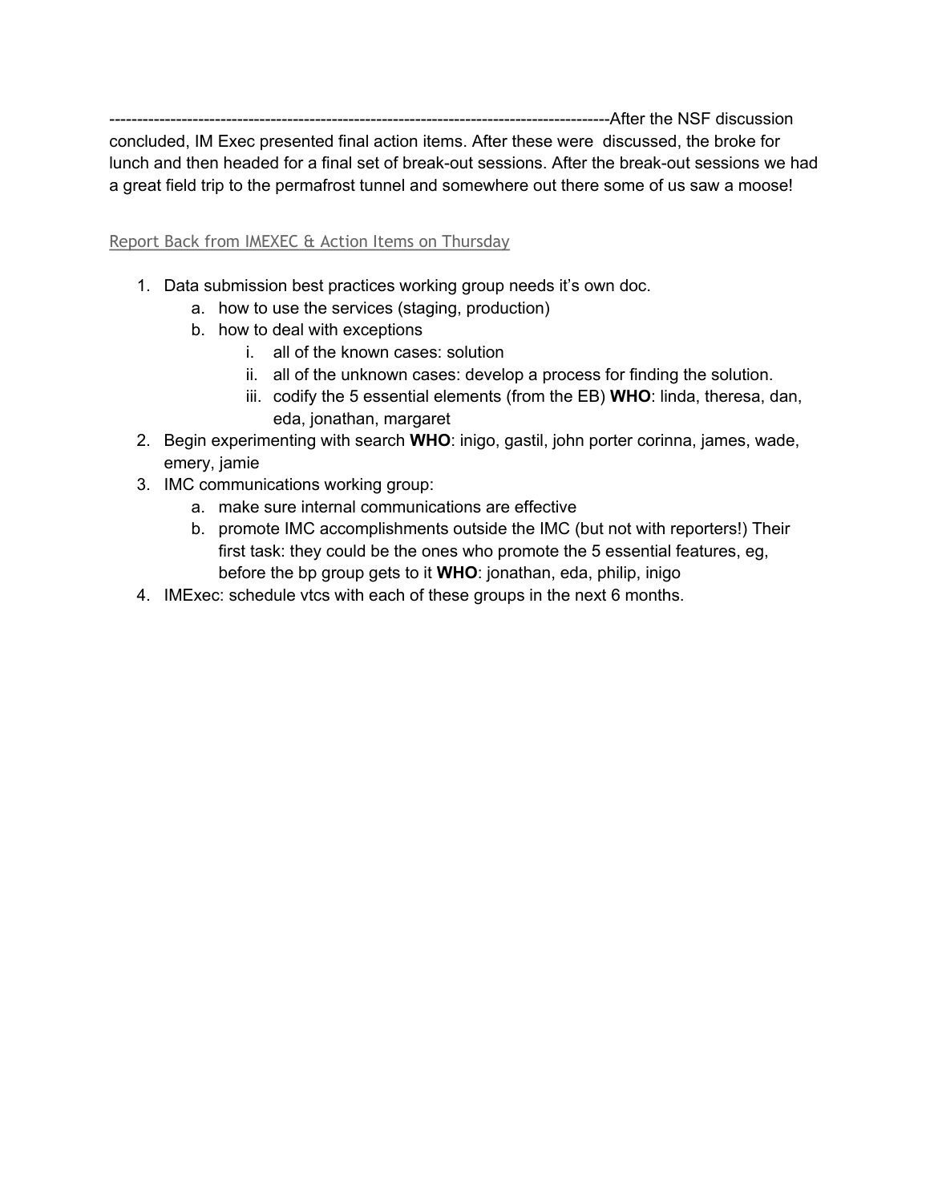------------------------------------------------------------------------------------------After the NSF discussion concluded, IM Exec presented final action items. After these were  discussed, the broke for lunch and then headed for a final set of break-out sessions. After the break-out sessions we had a great field trip to the permafrost tunnel and somewhere out there some of us saw a moose!

Report Back from IMEXEC & Action Items on Thursday

1. Data submission best practices working group needs it's own doc.
    a. how to use the services (staging, production)
    b. how to deal with exceptions
        i. all of the known cases: solution
        ii. all of the unknown cases: develop a process for finding the solution.
        iii. codify the 5 essential elements (from the EB) **WHO**: linda, theresa, dan, eda, jonathan, margaret
2. Begin experimenting with search **WHO**: inigo, gastil, john porter corinna, james, wade, emery, jamie
3. IMC communications working group:
    a. make sure internal communications are effective
    b. promote IMC accomplishments outside the IMC (but not with reporters!) Their first task: they could be the ones who promote the 5 essential features, eg, before the bp group gets to it **WHO**: jonathan, eda, philip, inigo
4. IMExec: schedule vtcs with each of these groups in the next 6 months.